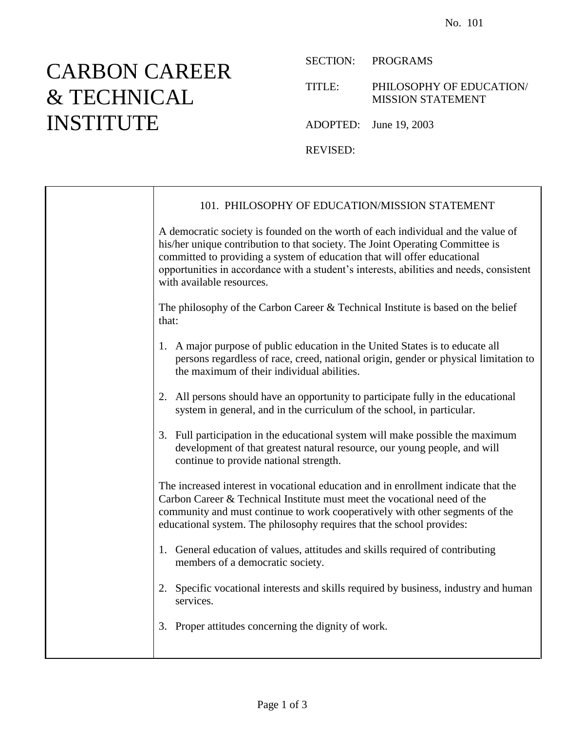No. 101

# CARBON CAREER & TECHNICAL INSTITUTE

SECTION: PROGRAMS

TITLE: PHILOSOPHY OF EDUCATION/ MISSION STATEMENT

ADOPTED: June 19, 2003

REVISED:

## 101. PHILOSOPHY OF EDUCATION/MISSION STATEMENT

A democratic society is founded on the worth of each individual and the value of his/her unique contribution to that society. The Joint Operating Committee is committed to providing a system of education that will offer educational opportunities in accordance with a student's interests, abilities and needs, consistent with available resources.

The philosophy of the Carbon Career & Technical Institute is based on the belief that:

1. A major purpose of public education in the United States is to educate all persons regardless of race, creed, national origin, gender or physical limitation to the maximum of their individual abilities.

2. All persons should have an opportunity to participate fully in the educational system in general, and in the curriculum of the school, in particular.

3. Full participation in the educational system will make possible the maximum development of that greatest natural resource, our young people, and will continue to provide national strength.

The increased interest in vocational education and in enrollment indicate that the Carbon Career & Technical Institute must meet the vocational need of the community and must continue to work cooperatively with other segments of the educational system. The philosophy requires that the school provides:

1. General education of values, attitudes and skills required of contributing members of a democratic society.

2. Specific vocational interests and skills required by business, industry and human services.

3. Proper attitudes concerning the dignity of work.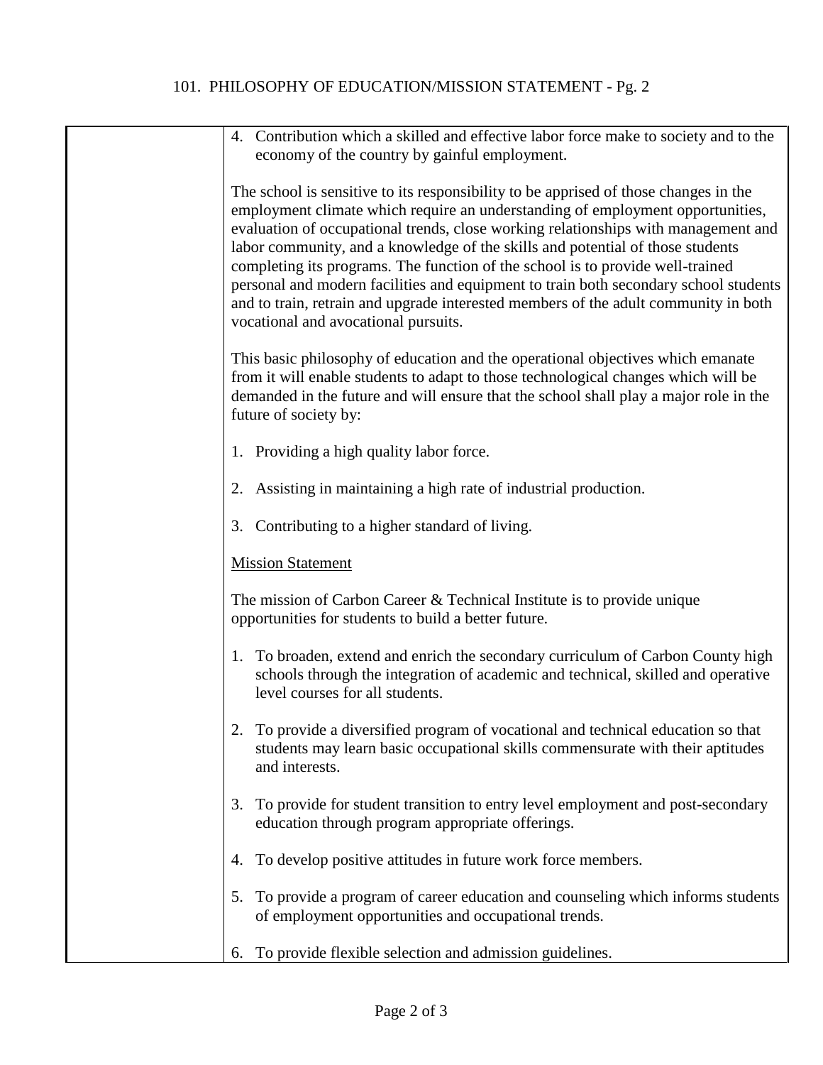4. Contribution which a skilled and effective labor force make to society and to the economy of the country by gainful employment.

The school is sensitive to its responsibility to be apprised of those changes in the employment climate which require an understanding of employment opportunities, evaluation of occupational trends, close working relationships with management and labor community, and a knowledge of the skills and potential of those students completing its programs. The function of the school is to provide well-trained personal and modern facilities and equipment to train both secondary school students and to train, retrain and upgrade interested members of the adult community in both vocational and avocational pursuits.

This basic philosophy of education and the operational objectives which emanate from it will enable students to adapt to those technological changes which will be demanded in the future and will ensure that the school shall play a major role in the future of society by:

1. Providing a high quality labor force.

2. Assisting in maintaining a high rate of industrial production.

3. Contributing to a higher standard of living.

<u>Mission Statement</u>

The mission of Carbon Career & Technical Institute is to provide unique opportunities for students to build a better future.

1. To broaden, extend and enrich the secondary curriculum of Carbon County high schools through the integration of academic and technical, skilled and operative level courses for all students.

2. To provide a diversified program of vocational and technical education so that students may learn basic occupational skills commensurate with their aptitudes and interests.

3. To provide for student transition to entry level employment and post-secondary education through program appropriate offerings.

4. To develop positive attitudes in future work force members.

5. To provide a program of career education and counseling which informs students of employment opportunities and occupational trends.

6. To provide flexible selection and admission guidelines.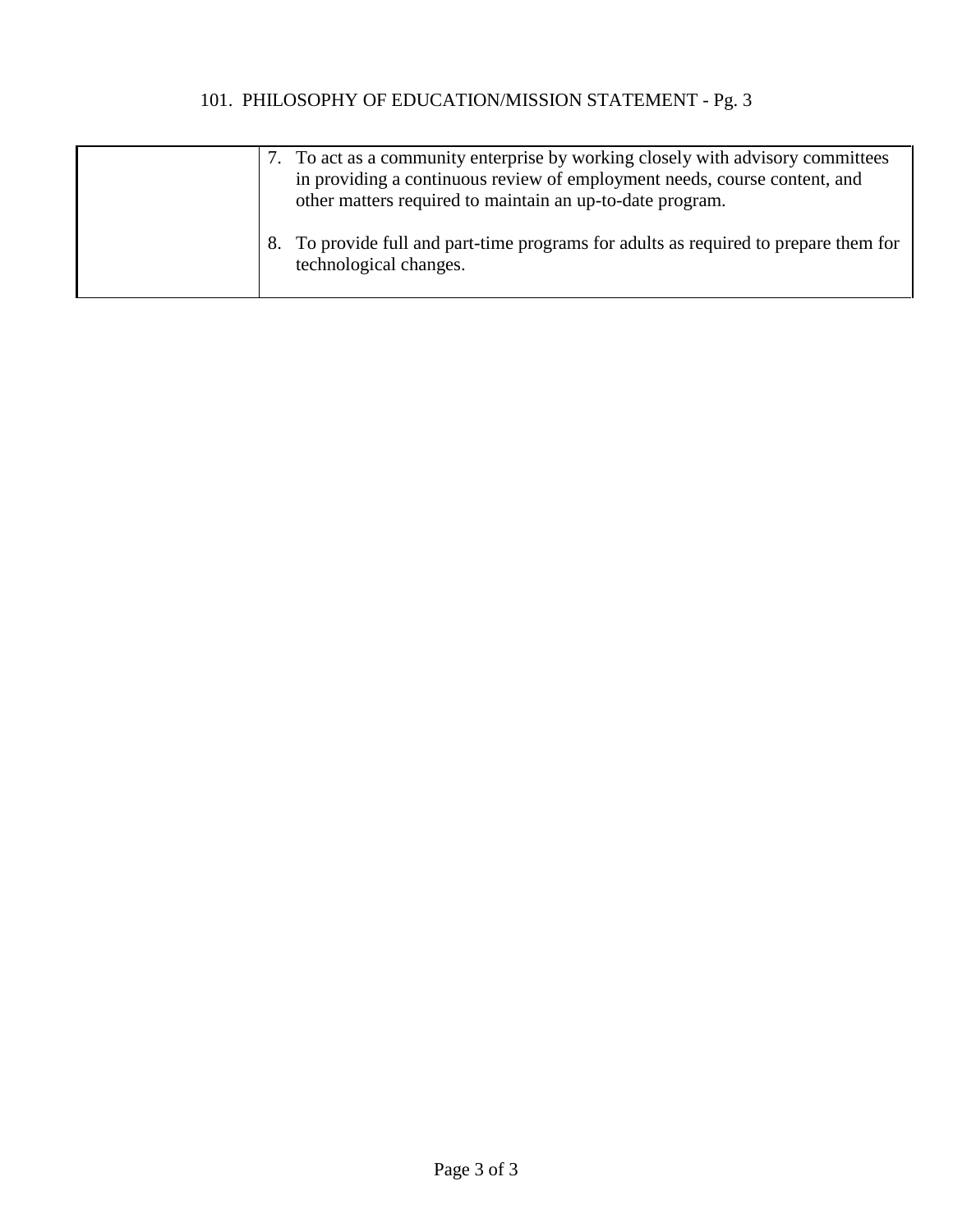| | |
|---|---|
| | 7. To act as a community enterprise by working closely with advisory committees in providing a continuous review of employment needs, course content, and other matters required to maintain an up-to-date program.<br><br>8. To provide full and part-time programs for adults as required to prepare them for technological changes. |